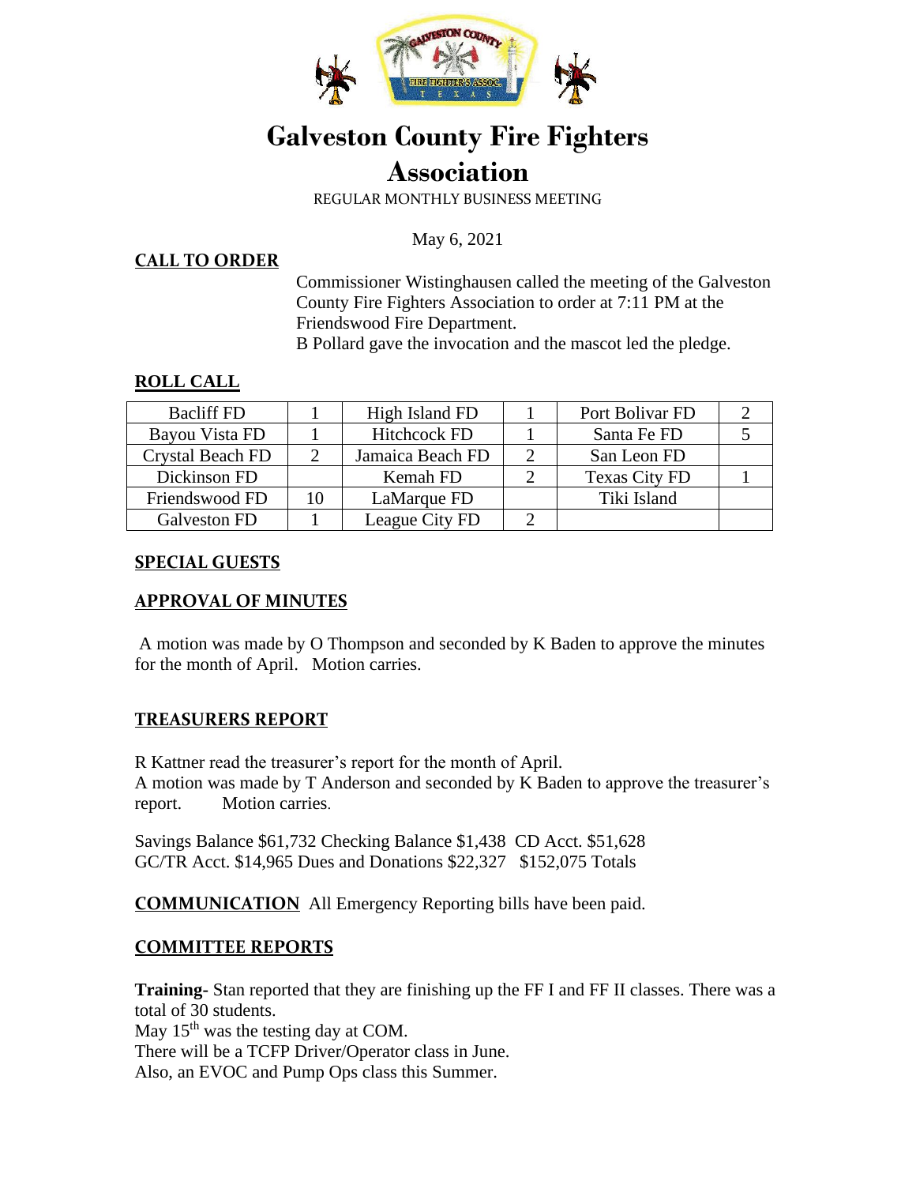# Galveston County Fire Fighters Association

REGULAR MONTHLY BUSINESS MEETING

May 6, 2021

## CALL TO ORDER

Commissioner Wistinghausen called the meeting of the Galveston County Fire Fighters Association to order at 7:11 PM at the Friendswood Fire Department.
B Pollard gave the invocation and the mascot led the pledge.

## ROLL CALL

| Bacliff FD | 1 | High Island FD | 1 | Port Bolivar FD | 2 |
|---|---|---|---|---|---|
| Bayou Vista FD | 1 | Hitchcock FD | 1 | Santa Fe FD | 5 |
| Crystal Beach FD | 2 | Jamaica Beach FD | 2 | San Leon FD | |
| Dickinson FD | | Kemah FD | 2 | Texas City FD | 1 |
| Friendswood FD | 10 | LaMarque FD | | Tiki Island | |
| Galveston FD | 1 | League City FD | 2 | | |

## SPECIAL GUESTS

## APPROVAL OF MINUTES

A motion was made by O Thompson and seconded by K Baden to approve the minutes for the month of April. Motion carries.

## TREASURERS REPORT

R Kattner read the treasurer's report for the month of April.
A motion was made by T Anderson and seconded by K Baden to approve the treasurer's report. Motion carries.

Savings Balance $61,732 Checking Balance $1,438 CD Acct. $51,628
GC/TR Acct. $14,965 Dues and Donations $22,327 $152,075 Totals

**COMMUNICATION** All Emergency Reporting bills have been paid.

## COMMITTEE REPORTS

**Training-** Stan reported that they are finishing up the FF I and FF II classes. There was a total of 30 students.
May 15th was the testing day at COM.
There will be a TCFP Driver/Operator class in June.
Also, an EVOC and Pump Ops class this Summer.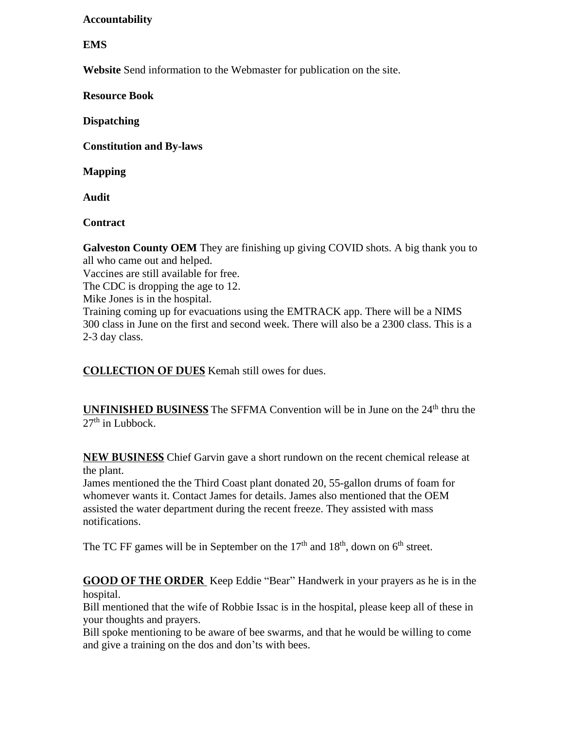**Accountability**

**EMS**

**Website** Send information to the Webmaster for publication on the site.

**Resource Book**

**Dispatching**

**Constitution and By-laws**

**Mapping**

**Audit**

**Contract**

**Galveston County OEM** They are finishing up giving COVID shots. A big thank you to all who came out and helped.
Vaccines are still available for free.
The CDC is dropping the age to 12.
Mike Jones is in the hospital.
Training coming up for evacuations using the EMTRACK app. There will be a NIMS 300 class in June on the first and second week. There will also be a 2300 class. This is a 2-3 day class.

**COLLECTION OF DUES** Kemah still owes for dues.

**UNFINISHED BUSINESS** The SFFMA Convention will be in June on the 24th thru the 27th in Lubbock.

**NEW BUSINESS** Chief Garvin gave a short rundown on the recent chemical release at the plant.
James mentioned the the Third Coast plant donated 20, 55-gallon drums of foam for whomever wants it. Contact James for details. James also mentioned that the OEM assisted the water department during the recent freeze. They assisted with mass notifications.

The TC FF games will be in September on the 17th and 18th, down on 6th street.

**GOOD OF THE ORDER** Keep Eddie "Bear" Handwerk in your prayers as he is in the hospital.
Bill mentioned that the wife of Robbie Issac is in the hospital, please keep all of these in your thoughts and prayers.
Bill spoke mentioning to be aware of bee swarms, and that he would be willing to come and give a training on the dos and don't's with bees.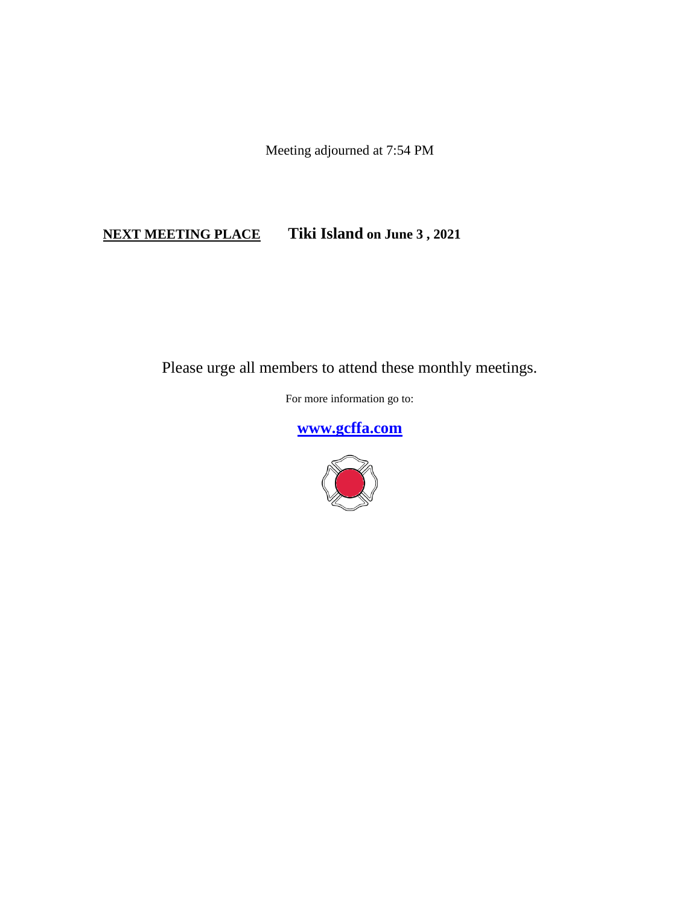Meeting adjourned at 7:54 PM

**<u>NEXT MEETING PLACE</u>** **Tiki Island on June 3 , 2021**

Please urge all members to attend these monthly meetings.

For more information go to:

**[www.gcffa.com](http://www.gcffa.com)**